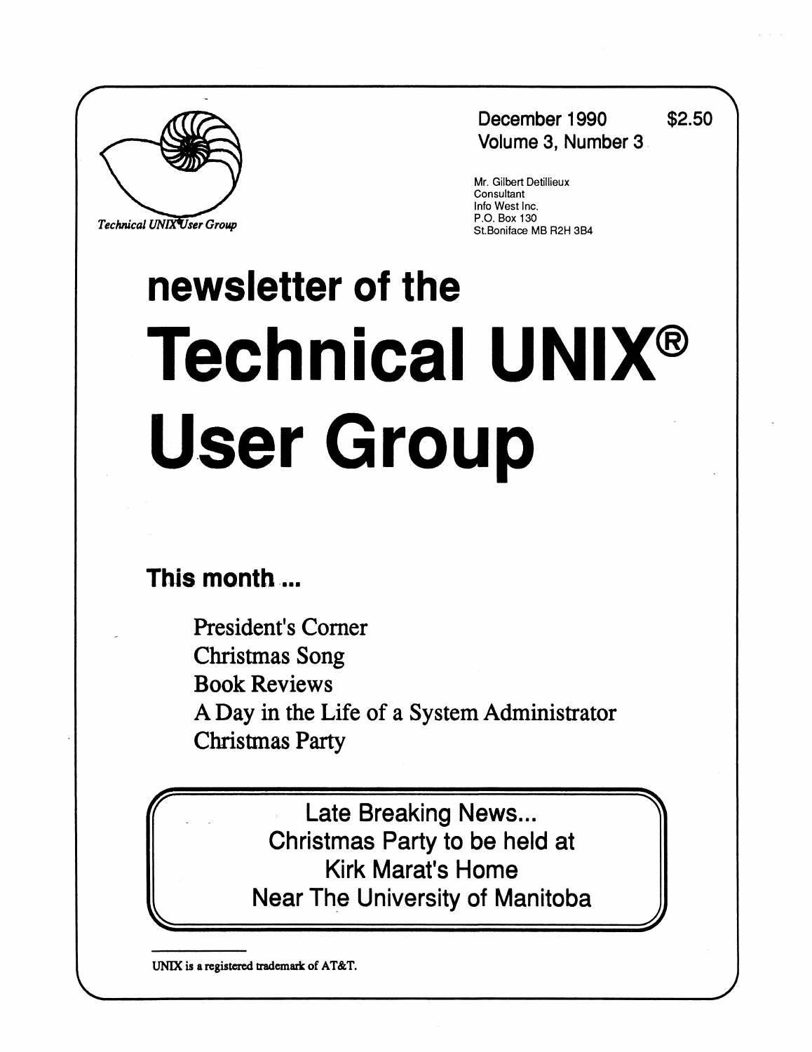Technical UNIX User Group

December 1990 $2.50
Volume 3, Number 3

Mr. Gilbert Detillieux
Consultant
Info West Inc.
P.O. Box 130
St.Boniface MB R2H 3B4

# newsletter of the Technical UNIX® User Group

## This month ...

- President's Corner
- Christmas Song
- Book Reviews
- A Day in the Life of a System Administrator
- Christmas Party

**Late Breaking News...**
**Christmas Party to be held at**
**Kirk Marat's Home**
**Near The University of Manitoba**

UNIX is a registered trademark of AT&T.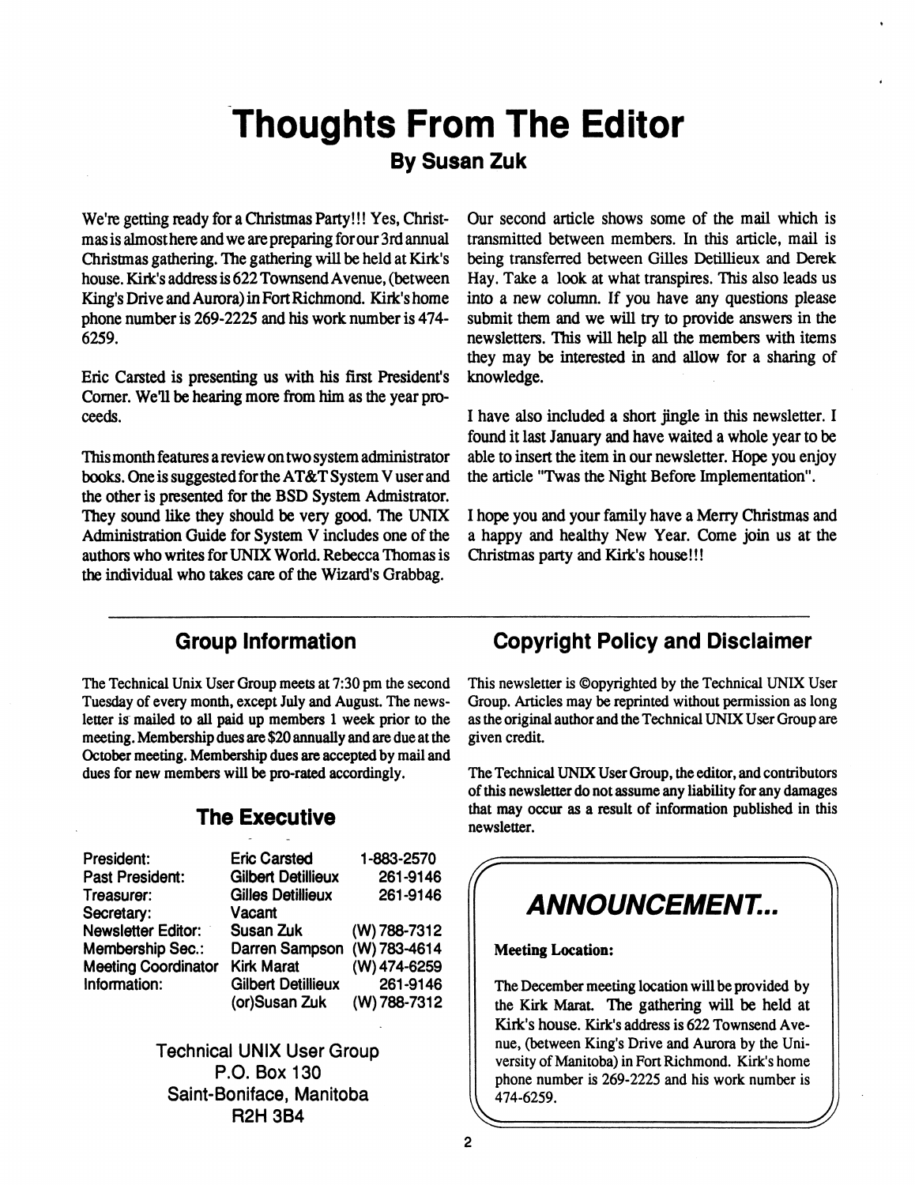# Thoughts From The Editor

### By Susan Zuk

We're getting ready for a Christmas Party!!! Yes, Christmas is almost here and we are preparing for our 3rd annual Christmas gathering. The gathering will be held at Kirk's house. Kirk's address is 622 Townsend Avenue, (between King's Drive and Aurora) in Fort Richmond. Kirk's home phone number is 269-2225 and his work number is 474-6259.

Eric Carsted is presenting us with his first President's Corner. We'll be hearing more from him as the year proceeds.

This month features a review on two system administrator books. One is suggested for the AT&T System V user and the other is presented for the BSD System Admistrator. They sound like they should be very good. The UNIX Administration Guide for System V includes one of the authors who writes for UNIX World. Rebecca Thomas is the individual who takes care of the Wizard's Grabbag.

Our second article shows some of the mail which is transmitted between members. In this article, mail is being transferred between Gilles Detillieux and Derek Hay. Take a look at what transpires. This also leads us into a new column. If you have any questions please submit them and we will try to provide answers in the newsletters. This will help all the members with items they may be interested in and allow for a sharing of knowledge.

I have also included a short jingle in this newsletter. I found it last January and have waited a whole year to be able to insert the item in our newsletter. Hope you enjoy the article "Twas the Night Before Implementation".

I hope you and your family have a Merry Christmas and a happy and healthy New Year. Come join us at the Christmas party and Kirk's house!!!

---

## Group Information

The Technical Unix User Group meets at 7:30 pm the second Tuesday of every month, except July and August. The newsletter is mailed to all paid up members 1 week prior to the meeting. Membership dues are $20 annually and are due at the October meeting. Membership dues are accepted by mail and dues for new members will be pro-rated accordingly.

## The Executive

| | | |
|---|---|---|
| President: | Eric Carsted | 1-883-2570 |
| Past President: | Gilbert Detillieux | 261-9146 |
| Treasurer: | Gilles Detillieux | 261-9146 |
| Secretary: | Vacant | |
| Newsletter Editor: | Susan Zuk | (W) 788-7312 |
| Membership Sec.: | Darren Sampson | (W) 783-4614 |
| Meeting Coordinator | Kirk Marat | (W) 474-6259 |
| Information: | Gilbert Detillieux | 261-9146 |
| | (or)Susan Zuk | (W) 788-7312 |

Technical UNIX User Group
P.O. Box 130
Saint-Boniface, Manitoba
R2H 3B4

## Copyright Policy and Disclaimer

This newsletter is ©opyrighted by the Technical UNIX User Group. Articles may be reprinted without permission as long as the original author and the Technical UNIX User Group are given credit.

The Technical UNIX User Group, the editor, and contributors of this newsletter do not assume any liability for any damages that may occur as a result of information published in this newsletter.

## *ANNOUNCEMENT...*

**Meeting Location:**

The December meeting location will be provided by the Kirk Marat. The gathering will be held at Kirk's house. Kirk's address is 622 Townsend Avenue, (between King's Drive and Aurora by the University of Manitoba) in Fort Richmond. Kirk's home phone number is 269-2225 and his work number is 474-6259.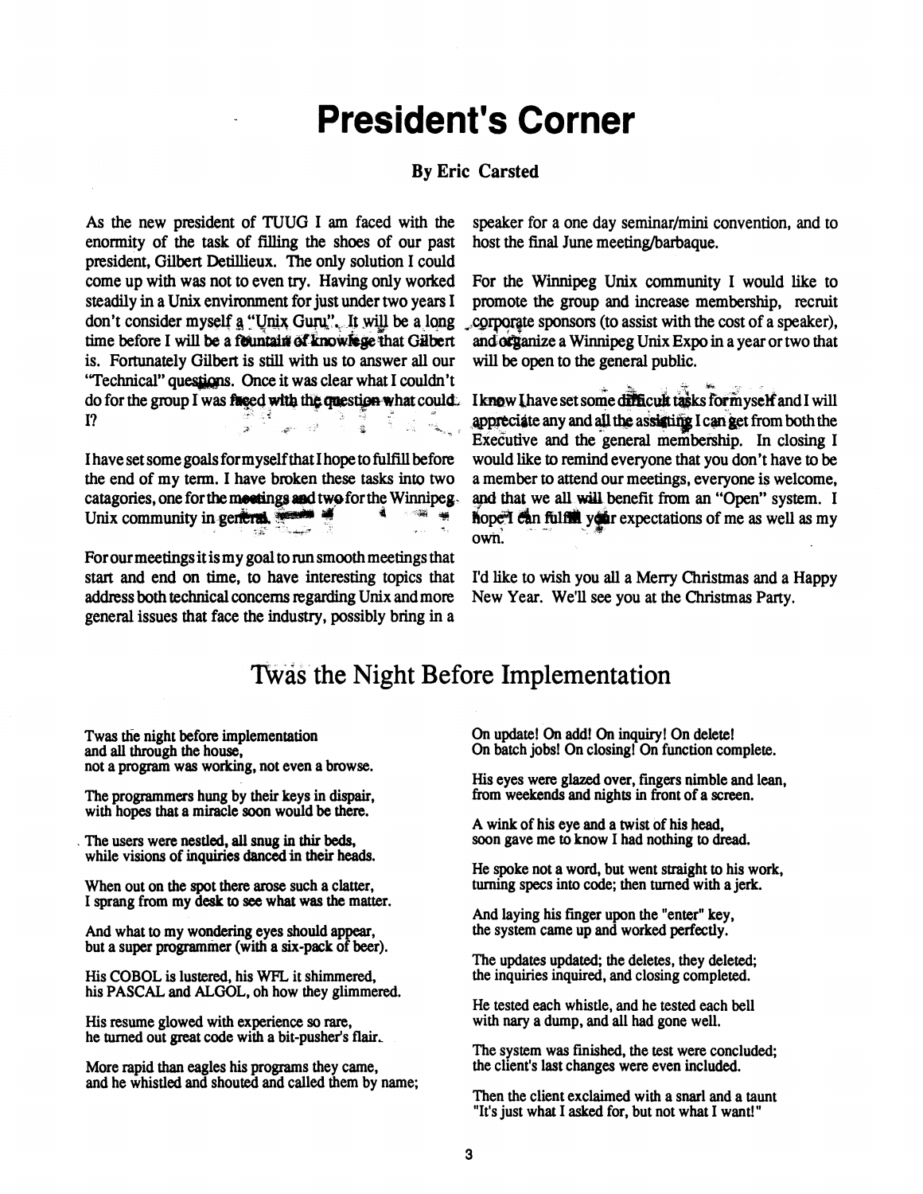# President's Corner

**By Eric Carsted**

As the new president of TUUG I am faced with the enormity of the task of filling the shoes of our past president, Gilbert Detillieux. The only solution I could come up with was not to even try. Having only worked steadily in a Unix environment for just under two years I don't consider myself a "Unix Guru". It will be a long time before I will be a fountain of knowlege that Gilbert is. Fortunately Gilbert is still with us to answer all our "Technical" questions. Once it was clear what I couldn't do for the group I was faced with the question what could I?

I have set some goals for myself that I hope to fulfill before the end of my term. I have broken these tasks into two catagories, one for the meetings and two for the Winnipeg Unix community in general.

For our meetings it is my goal to run smooth meetings that start and end on time, to have interesting topics that address both technical concerns regarding Unix and more general issues that face the industry, possibly bring in a speaker for a one day seminar/mini convention, and to host the final June meeting/barbaque.

For the Winnipeg Unix community I would like to promote the group and increase membership, recruit corporate sponsors (to assist with the cost of a speaker), and organize a Winnipeg Unix Expo in a year or two that will be open to the general public.

I know I have set some difficult tasks for myself and I will appreciate any and all the assisting I can get from both the Executive and the general membership. In closing I would like to remind everyone that you don't have to be a member to attend our meetings, everyone is welcome, and that we all will benefit from an "Open" system. I hope I can fulfill your expectations of me as well as my own.

I'd like to wish you all a Merry Christmas and a Happy New Year. We'll see you at the Christmas Party.

# Twas the Night Before Implementation

Twas the night before implementation  
and all through the house,  
not a program was working, not even a browse.

The programmers hung by their keys in dispair,  
with hopes that a miracle soon would be there.

The users were nestled, all snug in thir beds,  
while visions of inquiries danced in their heads.

When out on the spot there arose such a clatter,  
I sprang from my desk to see what was the matter.

And what to my wondering eyes should appear,  
but a super programmer (with a six-pack of beer).

His COBOL is lustered, his WFL it shimmered,  
his PASCAL and ALGOL, oh how they glimmered.

His resume glowed with experience so rare,  
he turned out great code with a bit-pusher's flair.

More rapid than eagles his programs they came,  
and he whistled and shouted and called them by name;

On update! On add! On inquiry! On delete!  
On batch jobs! On closing! On function complete.

His eyes were glazed over, fingers nimble and lean,  
from weekends and nights in front of a screen.

A wink of his eye and a twist of his head,  
soon gave me to know I had nothing to dread.

He spoke not a word, but went straight to his work,  
turning specs into code; then turned with a jerk.

And laying his finger upon the "enter" key,  
the system came up and worked perfectly.

The updates updated; the deletes, they deleted;  
the inquiries inquired, and closing completed.

He tested each whistle, and he tested each bell  
with nary a dump, and all had gone well.

The system was finished, the test were concluded;  
the client's last changes were even included.

Then the client exclaimed with a snarl and a taunt  
"It's just what I asked for, but not what I want!"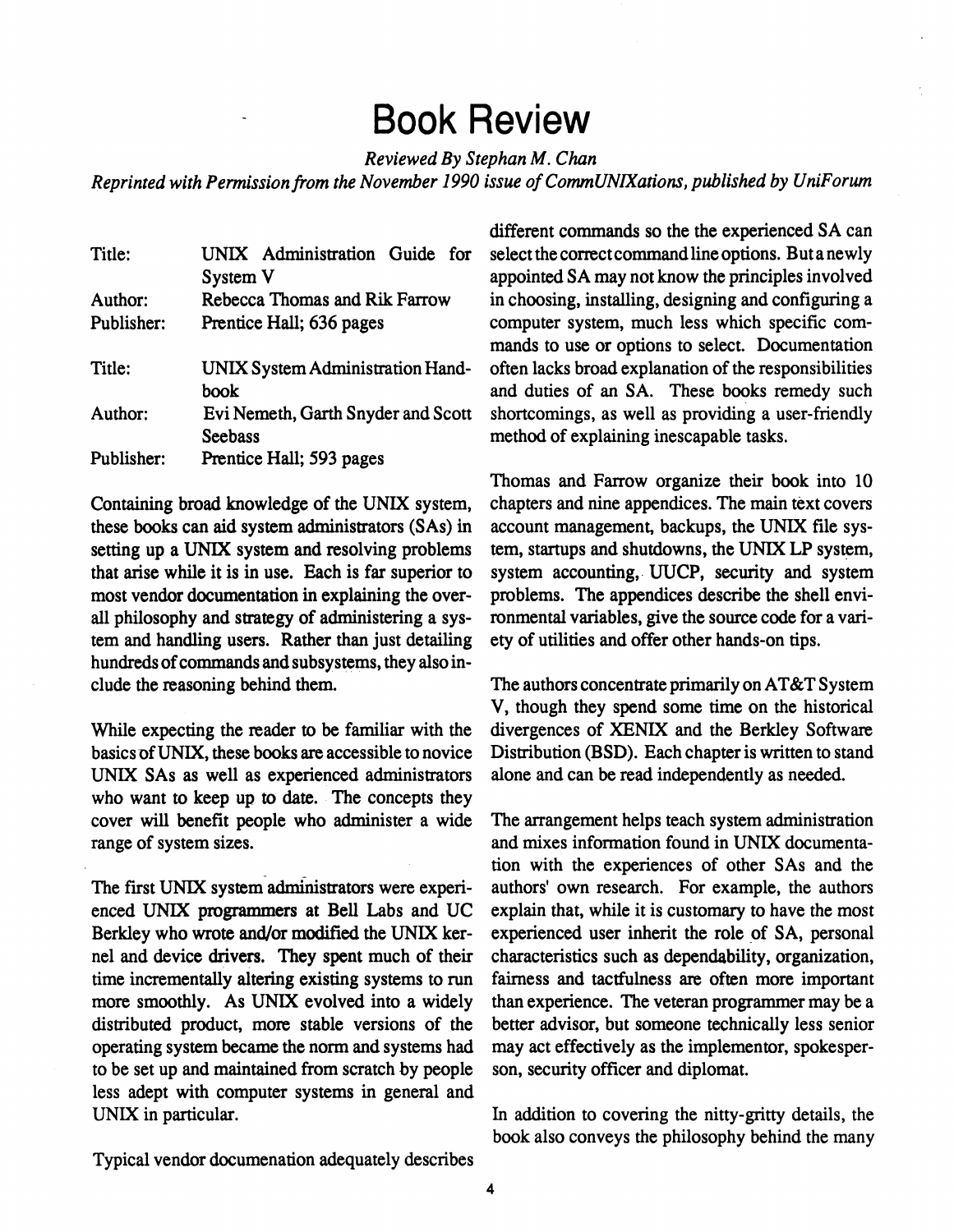# Book Review

*Reviewed By Stephan M. Chan*

*Reprinted with Permission from the November 1990 issue of CommUNIXations, published by UniForum*

| | |
|---|---|
| Title: | UNIX Administration Guide for System V |
| Author: | Rebecca Thomas and Rik Farrow |
| Publisher: | Prentice Hall; 636 pages |
| Title: | UNIX System Administration Handbook |
| Author: | Evi Nemeth, Garth Snyder and Scott Seebass |
| Publisher: | Prentice Hall; 593 pages |

Containing broad knowledge of the UNIX system, these books can aid system administrators (SAs) in setting up a UNIX system and resolving problems that arise while it is in use. Each is far superior to most vendor documentation in explaining the overall philosophy and strategy of administering a system and handling users. Rather than just detailing hundreds of commands and subsystems, they also include the reasoning behind them.

While expecting the reader to be familiar with the basics of UNIX, these books are accessible to novice UNIX SAs as well as experienced administrators who want to keep up to date. The concepts they cover will benefit people who administer a wide range of system sizes.

The first UNIX system administrators were experienced UNIX programmers at Bell Labs and UC Berkley who wrote and/or modified the UNIX kernel and device drivers. They spent much of their time incrementally altering existing systems to run more smoothly. As UNIX evolved into a widely distributed product, more stable versions of the operating system became the norm and systems had to be set up and maintained from scratch by people less adept with computer systems in general and UNIX in particular.

Typical vendor documenation adequately describes different commands so the the experienced SA can select the correct command line options. But a newly appointed SA may not know the principles involved in choosing, installing, designing and configuring a computer system, much less which specific commands to use or options to select. Documentation often lacks broad explanation of the responsibilities and duties of an SA. These books remedy such shortcomings, as well as providing a user-friendly method of explaining inescapable tasks.

Thomas and Farrow organize their book into 10 chapters and nine appendices. The main text covers account management, backups, the UNIX file system, startups and shutdowns, the UNIX LP system, system accounting, UUCP, security and system problems. The appendices describe the shell environmental variables, give the source code for a variety of utilities and offer other hands-on tips.

The authors concentrate primarily on AT&T System V, though they spend some time on the historical divergences of XENIX and the Berkley Software Distribution (BSD). Each chapter is written to stand alone and can be read independently as needed.

The arrangement helps teach system administration and mixes information found in UNIX documentation with the experiences of other SAs and the authors' own research. For example, the authors explain that, while it is customary to have the most experienced user inherit the role of SA, personal characteristics such as dependability, organization, fairness and tactfulness are often more important than experience. The veteran programmer may be a better advisor, but someone technically less senior may act effectively as the implementor, spokesperson, security officer and diplomat.

In addition to covering the nitty-gritty details, the book also conveys the philosophy behind the many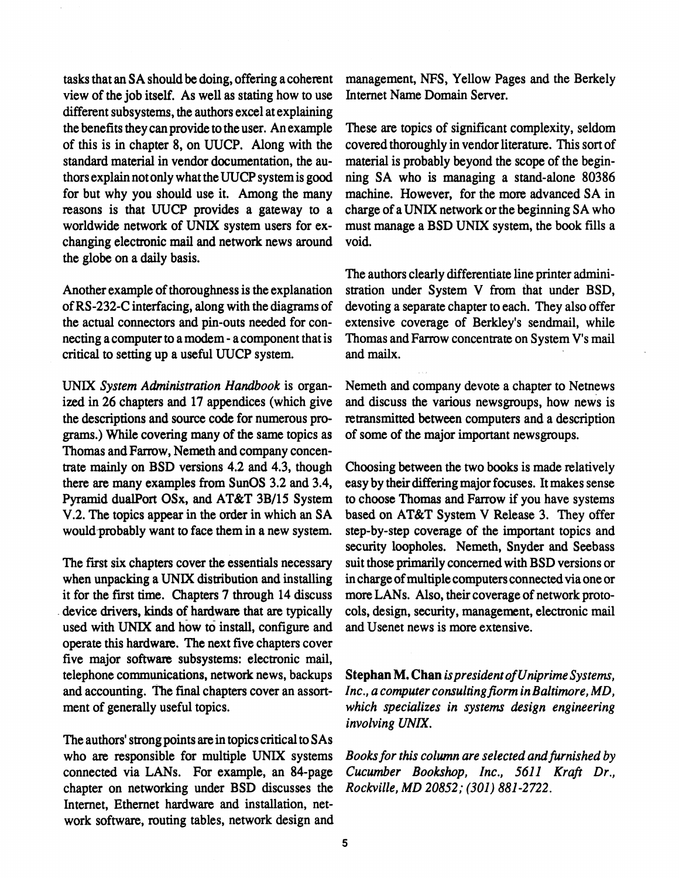tasks that an SA should be doing, offering a coherent view of the job itself. As well as stating how to use different subsystems, the authors excel at explaining the benefits they can provide to the user. An example of this is in chapter 8, on UUCP. Along with the standard material in vendor documentation, the authors explain not only what the UUCP system is good for but why you should use it. Among the many reasons is that UUCP provides a gateway to a worldwide network of UNIX system users for exchanging electronic mail and network news around the globe on a daily basis.

Another example of thoroughness is the explanation of RS-232-C interfacing, along with the diagrams of the actual connectors and pin-outs needed for connecting a computer to a modem - a component that is critical to setting up a useful UUCP system.

UNIX *System Administration Handbook* is organized in 26 chapters and 17 appendices (which give the descriptions and source code for numerous programs.) While covering many of the same topics as Thomas and Farrow, Nemeth and company concentrate mainly on BSD versions 4.2 and 4.3, though there are many examples from SunOS 3.2 and 3.4, Pyramid dualPort OSx, and AT&T 3B/15 System V.2. The topics appear in the order in which an SA would probably want to face them in a new system.

The first six chapters cover the essentials necessary when unpacking a UNIX distribution and installing it for the first time. Chapters 7 through 14 discuss device drivers, kinds of hardware that are typically used with UNIX and how to install, configure and operate this hardware. The next five chapters cover five major software subsystems: electronic mail, telephone communications, network news, backups and accounting. The final chapters cover an assortment of generally useful topics.

The authors' strong points are in topics critical to SAs who are responsible for multiple UNIX systems connected via LANs. For example, an 84-page chapter on networking under BSD discusses the Internet, Ethernet hardware and installation, network software, routing tables, network design and management, NFS, Yellow Pages and the Berkely Internet Name Domain Server.

These are topics of significant complexity, seldom covered thoroughly in vendor literature. This sort of material is probably beyond the scope of the beginning SA who is managing a stand-alone 80386 machine. However, for the more advanced SA in charge of a UNIX network or the beginning SA who must manage a BSD UNIX system, the book fills a void.

The authors clearly differentiate line printer administration under System V from that under BSD, devoting a separate chapter to each. They also offer extensive coverage of Berkley's sendmail, while Thomas and Farrow concentrate on System V's mail and mailx.

Nemeth and company devote a chapter to Netnews and discuss the various newsgroups, how news is retransmitted between computers and a description of some of the major important newsgroups.

Choosing between the two books is made relatively easy by their differing major focuses. It makes sense to choose Thomas and Farrow if you have systems based on AT&T System V Release 3. They offer step-by-step coverage of the important topics and security loopholes. Nemeth, Snyder and Seebass suit those primarily concerned with BSD versions or in charge of multiple computers connected via one or more LANs. Also, their coverage of network protocols, design, security, management, electronic mail and Usenet news is more extensive.

**Stephan M. Chan** *is president of Uniprime Systems, Inc., a computer consulting fiorm in Baltimore, MD, which specializes in systems design engineering involving UNIX.*

*Books for this column are selected and furnished by Cucumber Bookshop, Inc., 5611 Kraft Dr., Rockville, MD 20852; (301) 881-2722.*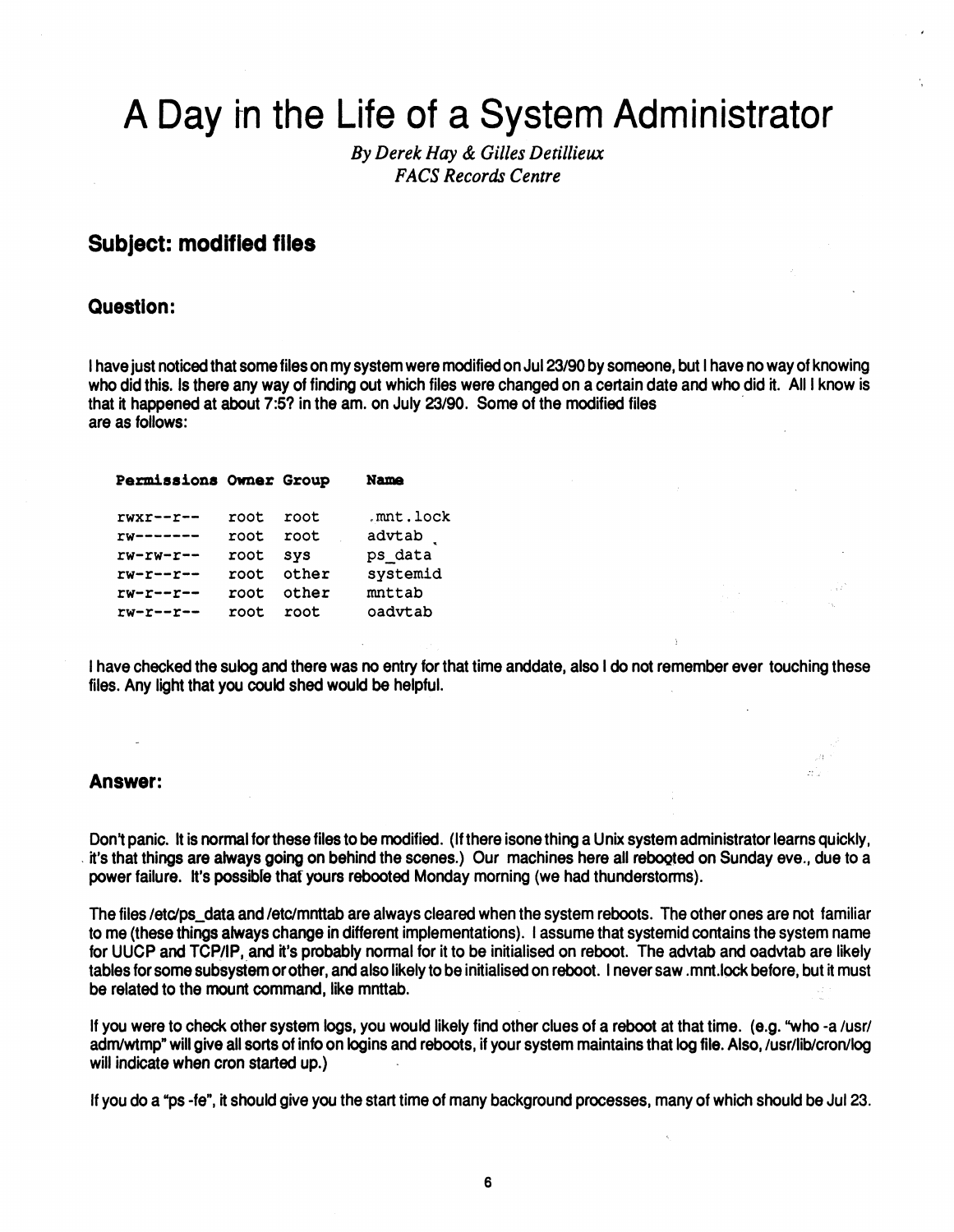# A Day in the Life of a System Administrator

*By Derek Hay & Gilles Detillieux*
*FACS Records Centre*

## Subject: modified files

### Question:

I have just noticed that some files on my system were modified on Jul 23/90 by someone, but I have no way of knowing who did this. Is there any way of finding out which files were changed on a certain date and who did it. All I know is that it happened at about 7:5? in the am. on July 23/90. Some of the modified files are as follows:

| Permissions | Owner | Group | Name |
|---|---|---|---|
| rwxr--r-- | root | root | .mnt.lock |
| rw------- | root | root | advtab |
| rw-rw-r-- | root | sys | ps_data |
| rw-r--r-- | root | other | systemid |
| rw-r--r-- | root | other | mnttab |
| rw-r--r-- | root | root | oadvtab |

I have checked the sulog and there was no entry for that time anddate, also I do not remember ever touching these files. Any light that you could shed would be helpful.

### Answer:

Don't panic. It is normal for these files to be modified. (If there isone thing a Unix system administrator learns quickly, it's that things are always going on behind the scenes.) Our machines here all rebooted on Sunday eve., due to a power failure. It's possible that yours rebooted Monday morning (we had thunderstorms).

The files /etc/ps_data and /etc/mnttab are always cleared when the system reboots. The other ones are not familiar to me (these things always change in different implementations). I assume that systemid contains the system name for UUCP and TCP/IP, and it's probably normal for it to be initialised on reboot. The advtab and oadvtab are likely tables for some subsystem or other, and also likely to be initialised on reboot. I never saw .mnt.lock before, but it must be related to the mount command, like mnttab.

If you were to check other system logs, you would likely find other clues of a reboot at that time. (e.g. "who -a /usr/adm/wtmp" will give all sorts of info on logins and reboots, if your system maintains that log file. Also, /usr/lib/cron/log will indicate when cron started up.)

If you do a "ps -fe", it should give you the start time of many background processes, many of which should be Jul 23.